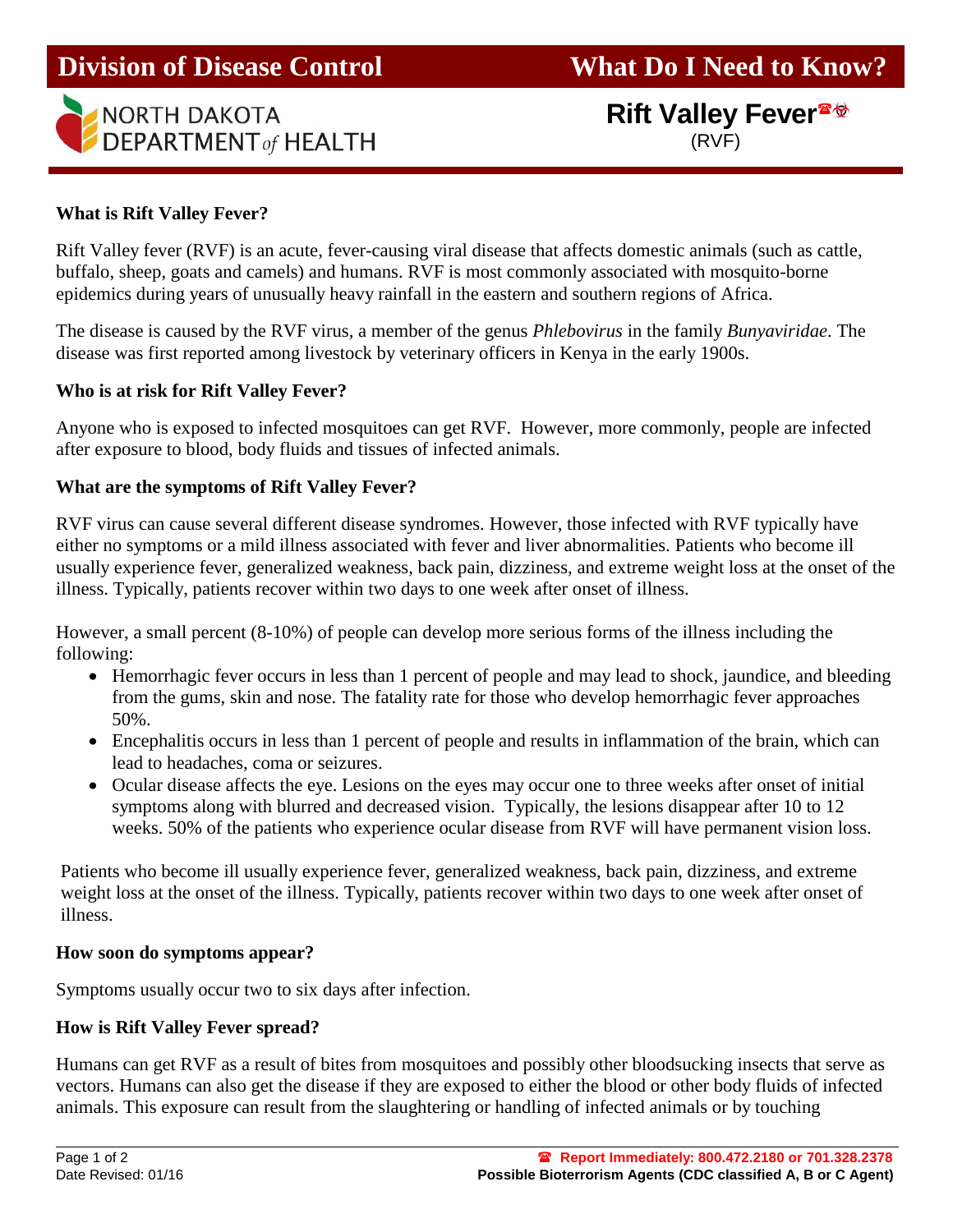# Division of Disease Control — What Do I Need to Know?

NORTH DAKOTA DEPARTMENT *of* HEALTH

## Rift Valley Fever☎☣

(RVF)

### What is Rift Valley Fever?

Rift Valley fever (RVF) is an acute, fever-causing viral disease that affects domestic animals (such as cattle, buffalo, sheep, goats and camels) and humans. RVF is most commonly associated with mosquito-borne epidemics during years of unusually heavy rainfall in the eastern and southern regions of Africa.

The disease is caused by the RVF virus, a member of the genus *Phlebovirus* in the family *Bunyaviridae*. The disease was first reported among livestock by veterinary officers in Kenya in the early 1900s.

### Who is at risk for Rift Valley Fever?

Anyone who is exposed to infected mosquitoes can get RVF. However, more commonly, people are infected after exposure to blood, body fluids and tissues of infected animals.

### What are the symptoms of Rift Valley Fever?

RVF virus can cause several different disease syndromes. However, those infected with RVF typically have either no symptoms or a mild illness associated with fever and liver abnormalities. Patients who become ill usually experience fever, generalized weakness, back pain, dizziness, and extreme weight loss at the onset of the illness. Typically, patients recover within two days to one week after onset of illness.

However, a small percent (8-10%) of people can develop more serious forms of the illness including the following:

- Hemorrhagic fever occurs in less than 1 percent of people and may lead to shock, jaundice, and bleeding from the gums, skin and nose. The fatality rate for those who develop hemorrhagic fever approaches 50%.
- Encephalitis occurs in less than 1 percent of people and results in inflammation of the brain, which can lead to headaches, coma or seizures.
- Ocular disease affects the eye. Lesions on the eyes may occur one to three weeks after onset of initial symptoms along with blurred and decreased vision. Typically, the lesions disappear after 10 to 12 weeks. 50% of the patients who experience ocular disease from RVF will have permanent vision loss.

Patients who become ill usually experience fever, generalized weakness, back pain, dizziness, and extreme weight loss at the onset of the illness. Typically, patients recover within two days to one week after onset of illness.

### How soon do symptoms appear?

Symptoms usually occur two to six days after infection.

### How is Rift Valley Fever spread?

Humans can get RVF as a result of bites from mosquitoes and possibly other bloodsucking insects that serve as vectors. Humans can also get the disease if they are exposed to either the blood or other body fluids of infected animals. This exposure can result from the slaughtering or handling of infected animals or by touching

☎ **Report Immediately: 800.472.2180 or 701.328.2378**
**Possible Bioterrorism Agents (CDC classified A, B or C Agent)**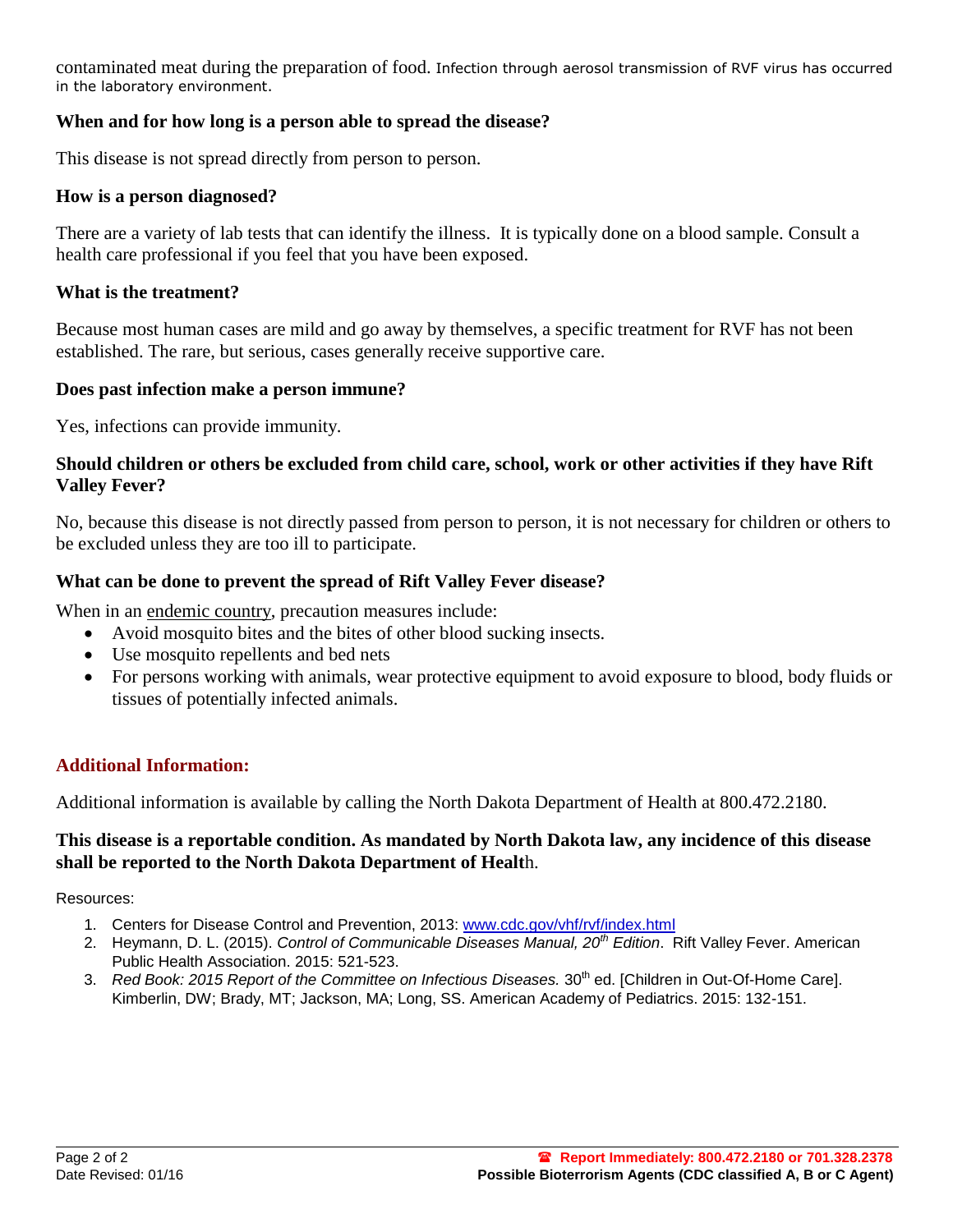contaminated meat during the preparation of food. Infection through aerosol transmission of RVF virus has occurred in the laboratory environment.

### When and for how long is a person able to spread the disease?

This disease is not spread directly from person to person.

### How is a person diagnosed?

There are a variety of lab tests that can identify the illness. It is typically done on a blood sample. Consult a health care professional if you feel that you have been exposed.

### What is the treatment?

Because most human cases are mild and go away by themselves, a specific treatment for RVF has not been established. The rare, but serious, cases generally receive supportive care.

### Does past infection make a person immune?

Yes, infections can provide immunity.

### Should children or others be excluded from child care, school, work or other activities if they have Rift Valley Fever?

No, because this disease is not directly passed from person to person, it is not necessary for children or others to be excluded unless they are too ill to participate.

### What can be done to prevent the spread of Rift Valley Fever disease?

When in an endemic country, precaution measures include:

- Avoid mosquito bites and the bites of other blood sucking insects.
- Use mosquito repellents and bed nets
- For persons working with animals, wear protective equipment to avoid exposure to blood, body fluids or tissues of potentially infected animals.

## Additional Information:

Additional information is available by calling the North Dakota Department of Health at 800.472.2180.

**This disease is a reportable condition. As mandated by North Dakota law, any incidence of this disease shall be reported to the North Dakota Department of Health.**

Resources:

1. Centers for Disease Control and Prevention, 2013: www.cdc.gov/vhf/rvf/index.html
2. Heymann, D. L. (2015). *Control of Communicable Diseases Manual, 20th Edition*. Rift Valley Fever. American Public Health Association. 2015: 521-523.
3. *Red Book: 2015 Report of the Committee on Infectious Diseases.* 30th ed. [Children in Out-Of-Home Care]. Kimberlin, DW; Brady, MT; Jackson, MA; Long, SS. American Academy of Pediatrics. 2015: 132-151.

Date Revised: 01/16

☎ **Report Immediately: 800.472.2180 or 701.328.2378**

**Possible Bioterrorism Agents (CDC classified A, B or C Agent)**